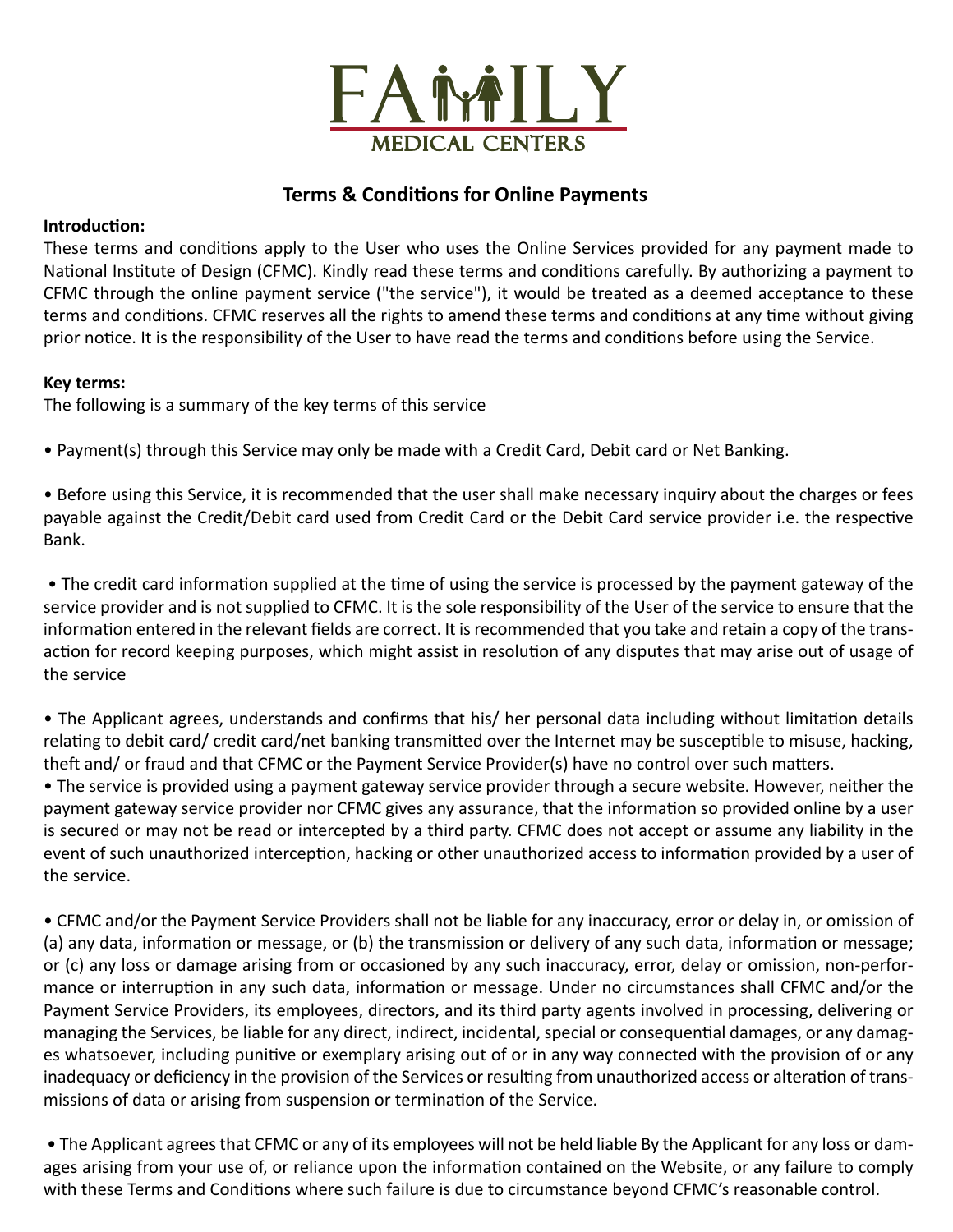# FAMILY MEDICAL CENTERS

## Terms & Conditions for Online Payments

**Introduction:**

These terms and conditions apply to the User who uses the Online Services provided for any payment made to National Institute of Design (CFMC). Kindly read these terms and conditions carefully. By authorizing a payment to CFMC through the online payment service ("the service"), it would be treated as a deemed acceptance to these terms and conditions. CFMC reserves all the rights to amend these terms and conditions at any time without giving prior notice. It is the responsibility of the User to have read the terms and conditions before using the Service.

**Key terms:**

The following is a summary of the key terms of this service

- Payment(s) through this Service may only be made with a Credit Card, Debit card or Net Banking.

- Before using this Service, it is recommended that the user shall make necessary inquiry about the charges or fees payable against the Credit/Debit card used from Credit Card or the Debit Card service provider i.e. the respective Bank.

- The credit card information supplied at the time of using the service is processed by the payment gateway of the service provider and is not supplied to CFMC. It is the sole responsibility of the User of the service to ensure that the information entered in the relevant fields are correct. It is recommended that you take and retain a copy of the transaction for record keeping purposes, which might assist in resolution of any disputes that may arise out of usage of the service

- The Applicant agrees, understands and confirms that his/ her personal data including without limitation details relating to debit card/ credit card/net banking transmitted over the Internet may be susceptible to misuse, hacking, theft and/ or fraud and that CFMC or the Payment Service Provider(s) have no control over such matters.
- The service is provided using a payment gateway service provider through a secure website. However, neither the payment gateway service provider nor CFMC gives any assurance, that the information so provided online by a user is secured or may not be read or intercepted by a third party. CFMC does not accept or assume any liability in the event of such unauthorized interception, hacking or other unauthorized access to information provided by a user of the service.

- CFMC and/or the Payment Service Providers shall not be liable for any inaccuracy, error or delay in, or omission of (a) any data, information or message, or (b) the transmission or delivery of any such data, information or message; or (c) any loss or damage arising from or occasioned by any such inaccuracy, error, delay or omission, non-performance or interruption in any such data, information or message. Under no circumstances shall CFMC and/or the Payment Service Providers, its employees, directors, and its third party agents involved in processing, delivering or managing the Services, be liable for any direct, indirect, incidental, special or consequential damages, or any damages whatsoever, including punitive or exemplary arising out of or in any way connected with the provision of or any inadequacy or deficiency in the provision of the Services or resulting from unauthorized access or alteration of transmissions of data or arising from suspension or termination of the Service.

- The Applicant agrees that CFMC or any of its employees will not be held liable By the Applicant for any loss or damages arising from your use of, or reliance upon the information contained on the Website, or any failure to comply with these Terms and Conditions where such failure is due to circumstance beyond CFMC's reasonable control.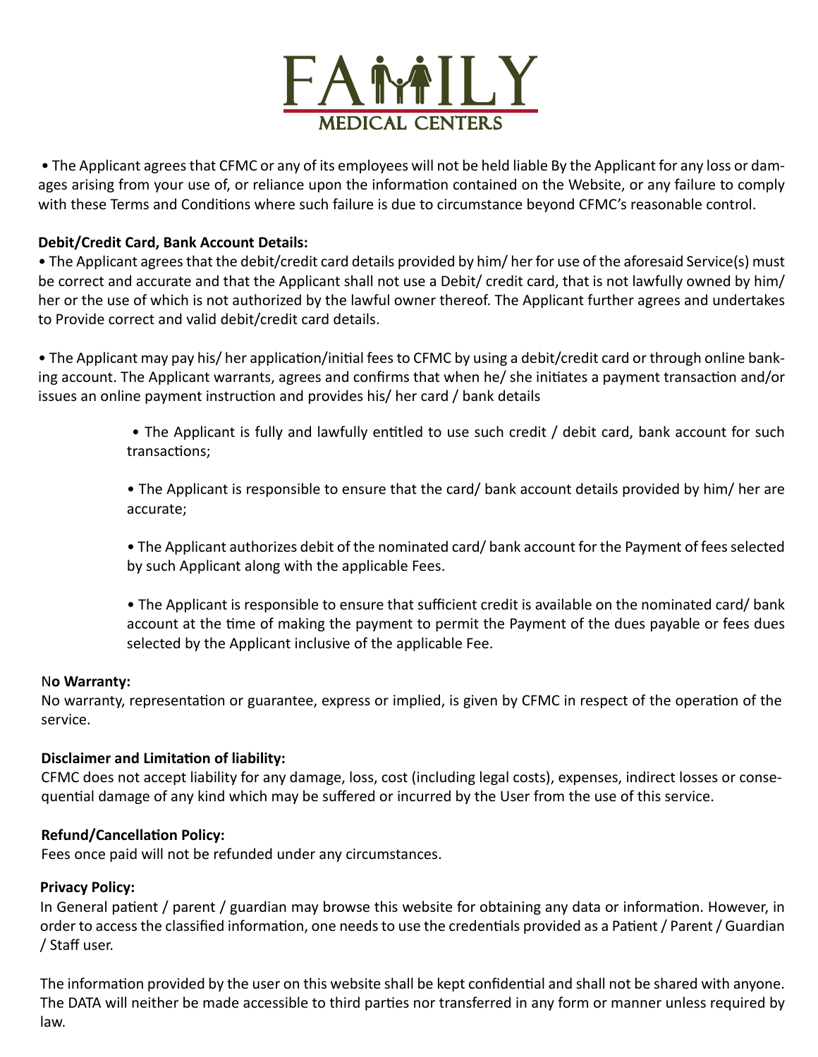• The Applicant agrees that CFMC or any of its employees will not be held liable By the Applicant for any loss or damages arising from your use of, or reliance upon the information contained on the Website, or any failure to comply with these Terms and Conditions where such failure is due to circumstance beyond CFMC's reasonable control.

**Debit/Credit Card, Bank Account Details:**

• The Applicant agrees that the debit/credit card details provided by him/ her for use of the aforesaid Service(s) must be correct and accurate and that the Applicant shall not use a Debit/ credit card, that is not lawfully owned by him/ her or the use of which is not authorized by the lawful owner thereof. The Applicant further agrees and undertakes to Provide correct and valid debit/credit card details.

• The Applicant may pay his/ her application/initial fees to CFMC by using a debit/credit card or through online banking account. The Applicant warrants, agrees and confirms that when he/ she initiates a payment transaction and/or issues an online payment instruction and provides his/ her card / bank details

- The Applicant is fully and lawfully entitled to use such credit / debit card, bank account for such transactions;
- The Applicant is responsible to ensure that the card/ bank account details provided by him/ her are accurate;
- The Applicant authorizes debit of the nominated card/ bank account for the Payment of fees selected by such Applicant along with the applicable Fees.
- The Applicant is responsible to ensure that sufficient credit is available on the nominated card/ bank account at the time of making the payment to permit the Payment of the dues payable or fees dues selected by the Applicant inclusive of the applicable Fee.

**No Warranty:**

No warranty, representation or guarantee, express or implied, is given by CFMC in respect of the operation of the service.

**Disclaimer and Limitation of liability:**

CFMC does not accept liability for any damage, loss, cost (including legal costs), expenses, indirect losses or consequential damage of any kind which may be suffered or incurred by the User from the use of this service.

**Refund/Cancellation Policy:**

Fees once paid will not be refunded under any circumstances.

**Privacy Policy:**

In General patient / parent / guardian may browse this website for obtaining any data or information. However, in order to access the classified information, one needs to use the credentials provided as a Patient / Parent / Guardian / Staff user.

The information provided by the user on this website shall be kept confidential and shall not be shared with anyone. The DATA will neither be made accessible to third parties nor transferred in any form or manner unless required by law.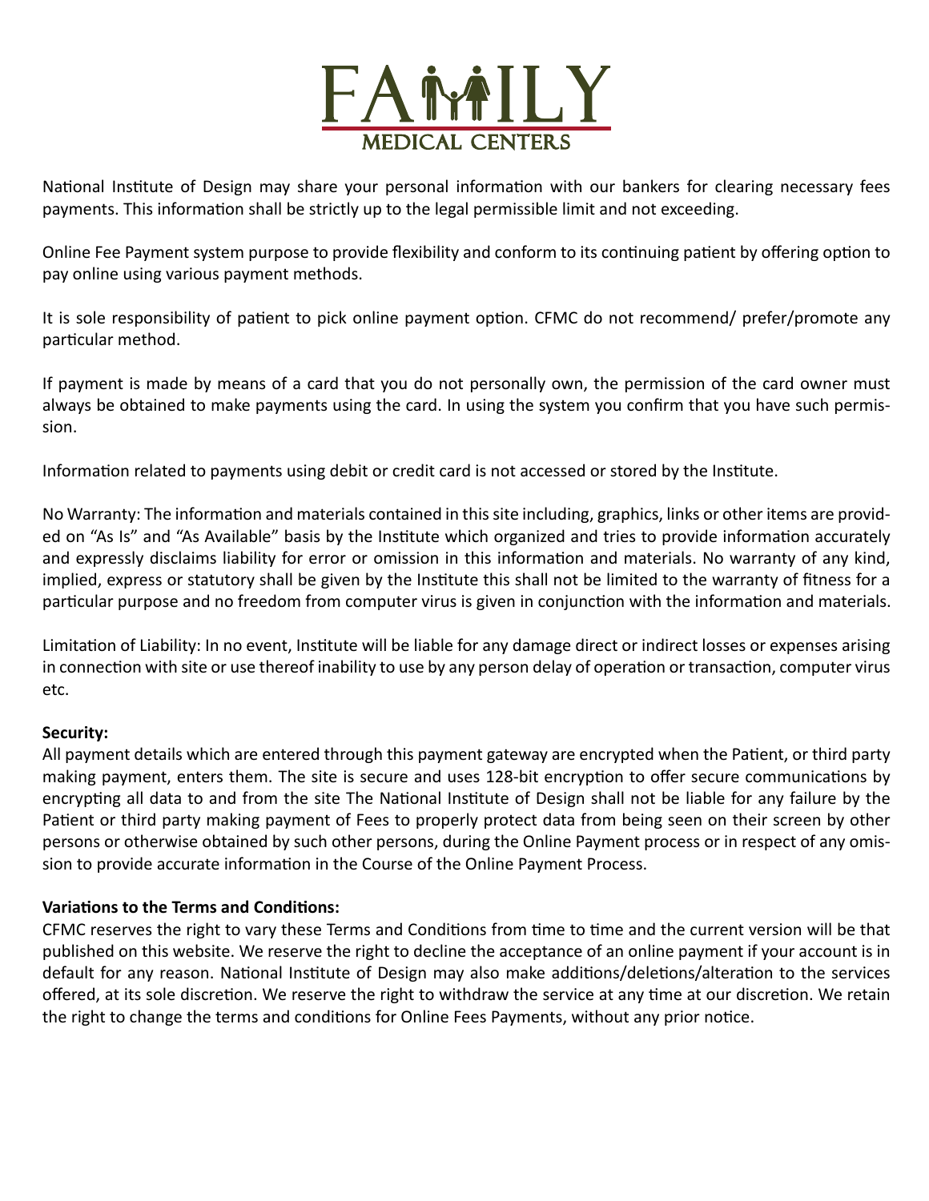FAMILY

MEDICAL CENTERS

National Institute of Design may share your personal information with our bankers for clearing necessary fees payments. This information shall be strictly up to the legal permissible limit and not exceeding.

Online Fee Payment system purpose to provide flexibility and conform to its continuing patient by offering option to pay online using various payment methods.

It is sole responsibility of patient to pick online payment option. CFMC do not recommend/ prefer/promote any particular method.

If payment is made by means of a card that you do not personally own, the permission of the card owner must always be obtained to make payments using the card. In using the system you confirm that you have such permission.

Information related to payments using debit or credit card is not accessed or stored by the Institute.

No Warranty: The information and materials contained in this site including, graphics, links or other items are provided on "As Is" and "As Available" basis by the Institute which organized and tries to provide information accurately and expressly disclaims liability for error or omission in this information and materials. No warranty of any kind, implied, express or statutory shall be given by the Institute this shall not be limited to the warranty of fitness for a particular purpose and no freedom from computer virus is given in conjunction with the information and materials.

Limitation of Liability: In no event, Institute will be liable for any damage direct or indirect losses or expenses arising in connection with site or use thereof inability to use by any person delay of operation or transaction, computer virus etc.

**Security:**

All payment details which are entered through this payment gateway are encrypted when the Patient, or third party making payment, enters them. The site is secure and uses 128-bit encryption to offer secure communications by encrypting all data to and from the site The National Institute of Design shall not be liable for any failure by the Patient or third party making payment of Fees to properly protect data from being seen on their screen by other persons or otherwise obtained by such other persons, during the Online Payment process or in respect of any omission to provide accurate information in the Course of the Online Payment Process.

**Variations to the Terms and Conditions:**

CFMC reserves the right to vary these Terms and Conditions from time to time and the current version will be that published on this website. We reserve the right to decline the acceptance of an online payment if your account is in default for any reason. National Institute of Design may also make additions/deletions/alteration to the services offered, at its sole discretion. We reserve the right to withdraw the service at any time at our discretion. We retain the right to change the terms and conditions for Online Fees Payments, without any prior notice.